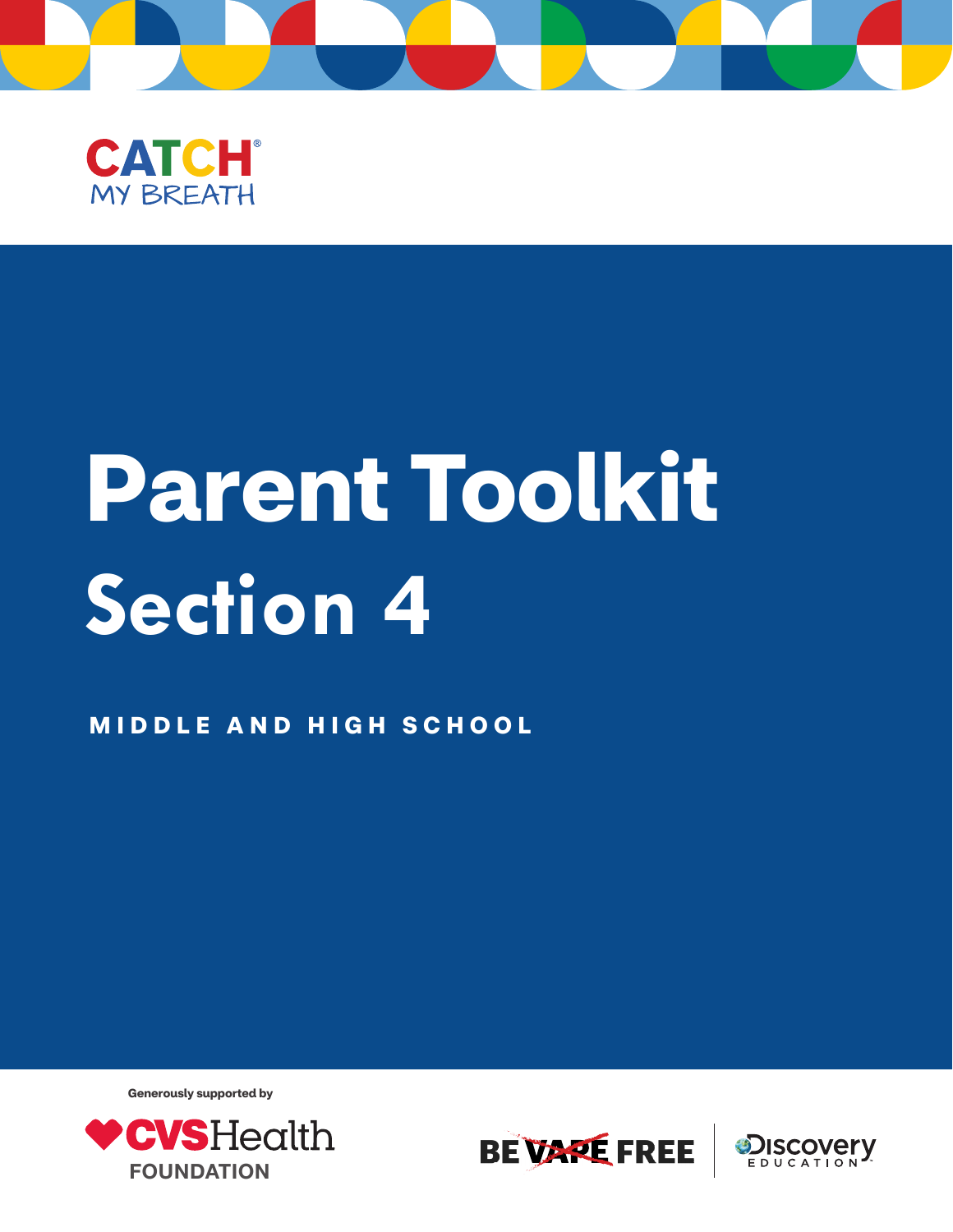CATCH®
MY BREATH

# Parent Toolkit

## Section 4

**MIDDLE AND HIGH SCHOOL**

Generously supported by

CVS Health FOUNDATION

BE VAPE FREE | Discovery EDUCATION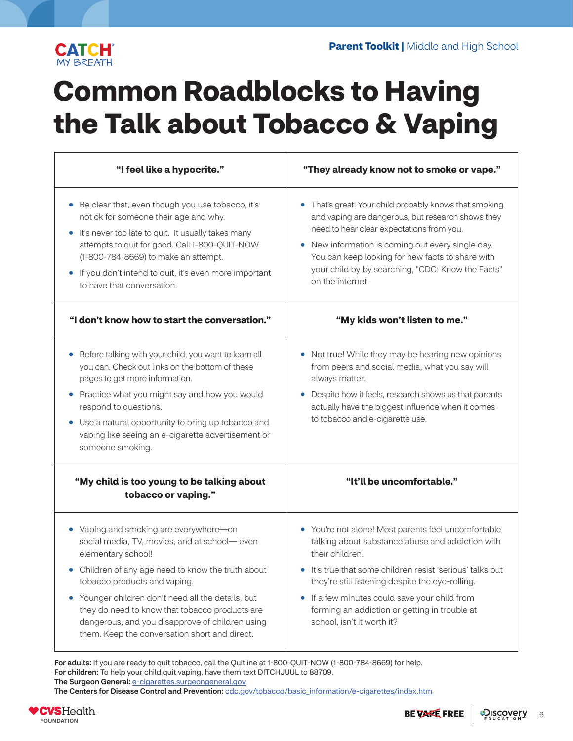CATCH MY BREATH

Parent Toolkit | Middle and High School

# Common Roadblocks to Having the Talk about Tobacco & Vaping

| "I feel like a hypocrite." | "They already know not to smoke or vape." |
|---|---|
| • Be clear that, even though you use tobacco, it's not ok for someone their age and why.<br>• It's never too late to quit. It usually takes many attempts to quit for good. Call 1-800-QUIT-NOW (1-800-784-8669) to make an attempt.<br>• If you don't intend to quit, it's even more important to have that conversation. | • That's great! Your child probably knows that smoking and vaping are dangerous, but research shows they need to hear clear expectations from you.<br>• New information is coming out every single day. You can keep looking for new facts to share with your child by by searching, "CDC: Know the Facts" on the internet. |
| **"I don't know how to start the conversation."** | **"My kids won't listen to me."** |
| • Before talking with your child, you want to learn all you can. Check out links on the bottom of these pages to get more information.<br>• Practice what you might say and how you would respond to questions.<br>• Use a natural opportunity to bring up tobacco and vaping like seeing an e-cigarette advertisement or someone smoking. | • Not true! While they may be hearing new opinions from peers and social media, what you say will always matter.<br>• Despite how it feels, research shows us that parents actually have the biggest influence when it comes to tobacco and e-cigarette use. |
| **"My child is too young to be talking about tobacco or vaping."** | **"It'll be uncomfortable."** |
| • Vaping and smoking are everywhere—on social media, TV, movies, and at school— even elementary school!<br>• Children of any age need to know the truth about tobacco products and vaping.<br>• Younger children don't need all the details, but they do need to know that tobacco products are dangerous, and you disapprove of children using them. Keep the conversation short and direct. | • You're not alone! Most parents feel uncomfortable talking about substance abuse and addiction with their children.<br>• It's true that some children resist 'serious' talks but they're still listening despite the eye-rolling.<br>• If a few minutes could save your child from forming an addiction or getting in trouble at school, isn't it worth it? |

**For adults:** If you are ready to quit tobacco, call the Quitline at 1-800-QUIT-NOW (1-800-784-8669) for help.
**For children:** To help your child quit vaping, have them text DITCHJUUL to 88709.
**The Surgeon General:** e-cigarettes.surgeongeneral.gov
**The Centers for Disease Control and Prevention:** cdc.gov/tobacco/basic_information/e-cigarettes/index.htm

CVSHealth FOUNDATION

BE VAPE FREE | Discovery EDUCATION